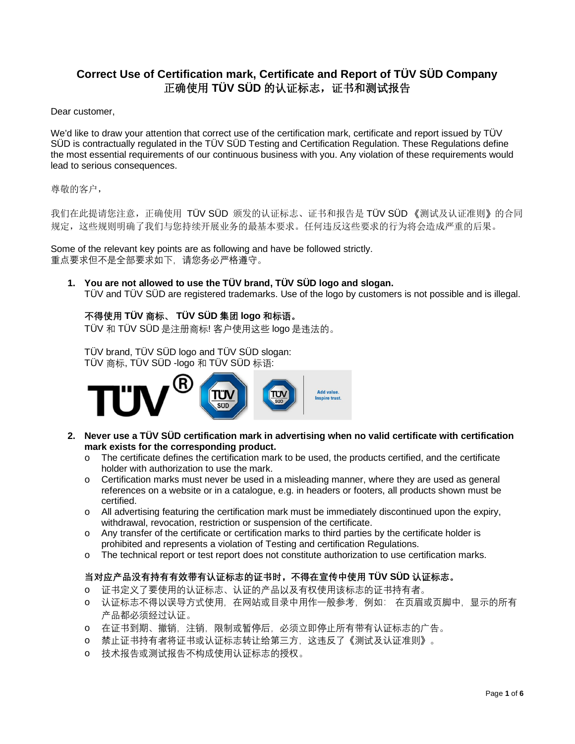# Correct Use of Certification mark, Certificate and Report of TÜV SÜD Company
# 正确使用 TÜV SÜD 的认证标志，证书和测试报告

Dear customer,

We'd like to draw your attention that correct use of the certification mark, certificate and report issued by TÜV SÜD is contractually regulated in the TÜV SÜD Testing and Certification Regulation. These Regulations define the most essential requirements of our continuous business with you. Any violation of these requirements would lead to serious consequences.

尊敬的客户，

我们在此提请您注意，正确使用 TÜV SÜD 颁发的认证标志、证书和报告是 TÜV SÜD 《测试及认证准则》的合同规定，这些规则明确了我们与您持续开展业务的最基本要求。任何违反这些要求的行为将会造成严重的后果。

Some of the relevant key points are as following and have be followed strictly.
重点要求但不是全部要求如下，请您务必严格遵守。

1. **You are not allowed to use the TÜV brand, TÜV SÜD logo and slogan.**
   TÜV and TÜV SÜD are registered trademarks. Use of the logo by customers is not possible and is illegal.

   **不得使用 TÜV 商标、 TÜV SÜD 集团 logo 和标语。**
   TÜV 和 TÜV SÜD 是注册商标! 客户使用这些 logo 是违法的。

   TÜV brand, TÜV SÜD logo and TÜV SÜD slogan:
   TÜV 商标, TÜV SÜD -logo 和 TÜV SÜD 标语:

2. **Never use a TÜV SÜD certification mark in advertising when no valid certificate with certification mark exists for the corresponding product.**
   - The certificate defines the certification mark to be used, the products certified, and the certificate holder with authorization to use the mark.
   - Certification marks must never be used in a misleading manner, where they are used as general references on a website or in a catalogue, e.g. in headers or footers, all products shown must be certified.
   - All advertising featuring the certification mark must be immediately discontinued upon the expiry, withdrawal, revocation, restriction or suspension of the certificate.
   - Any transfer of the certificate or certification marks to third parties by the certificate holder is prohibited and represents a violation of Testing and certification Regulations.
   - The technical report or test report does not constitute authorization to use certification marks.

   **当对应产品没有持有有效带有认证标志的证书时，不得在宣传中使用 TÜV SÜD 认证标志。**
   - 证书定义了要使用的认证标志、认证的产品以及有权使用该标志的证书持有者。
   - 认证标志不得以误导方式使用，在网站或目录中用作一般参考，例如：在页眉或页脚中，显示的所有产品都必须经过认证。
   - 在证书到期、撤销，注销，限制或暂停后，必须立即停止所有带有认证标志的广告。
   - 禁止证书持有者将证书或认证标志转让给第三方，这违反了《测试及认证准则》。
   - 技术报告或测试报告不构成使用认证标志的授权。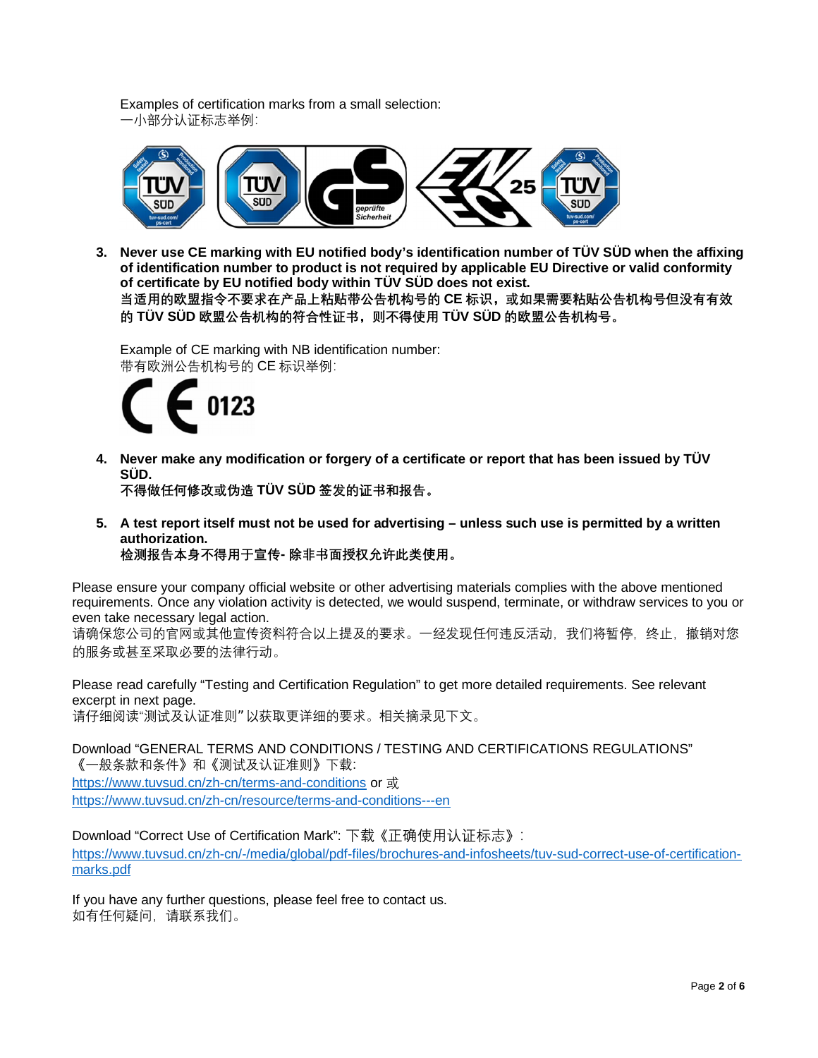Examples of certification marks from a small selection:
一小部分认证标志举例:

3. **Never use CE marking with EU notified body's identification number of TÜV SÜD when the affixing of identification number to product is not required by applicable EU Directive or valid conformity of certificate by EU notified body within TÜV SÜD does not exist.**
   **当适用的欧盟指令不要求在产品上粘贴带公告机构号的 CE 标识，或如果需要粘贴公告机构号但没有有效的 TÜV SÜD 欧盟公告机构的符合性证书，则不得使用 TÜV SÜD 的欧盟公告机构号。**

   Example of CE marking with NB identification number:
   带有欧洲公告机构号的 CE 标识举例:

4. **Never make any modification or forgery of a certificate or report that has been issued by TÜV SÜD.**
   **不得做任何修改或伪造 TÜV SÜD 签发的证书和报告。**

5. **A test report itself must not be used for advertising – unless such use is permitted by a written authorization.**
   **检测报告本身不得用于宣传- 除非书面授权允许此类使用。**

Please ensure your company official website or other advertising materials complies with the above mentioned requirements. Once any violation activity is detected, we would suspend, terminate, or withdraw services to you or even take necessary legal action.
请确保您公司的官网或其他宣传资料符合以上提及的要求。一经发现任何违反活动，我们将暂停，终止，撤销对您的服务或甚至采取必要的法律行动。

Please read carefully "Testing and Certification Regulation" to get more detailed requirements. See relevant excerpt in next page.
请仔细阅读"测试及认证准则"以获取更详细的要求。相关摘录见下文。

Download "GENERAL TERMS AND CONDITIONS / TESTING AND CERTIFICATIONS REGULATIONS"
《一般条款和条件》和《测试及认证准则》下载:
[https://www.tuvsud.cn/zh-cn/terms-and-conditions](https://www.tuvsud.cn/zh-cn/terms-and-conditions) or 或
[https://www.tuvsud.cn/zh-cn/resource/terms-and-conditions---en](https://www.tuvsud.cn/zh-cn/resource/terms-and-conditions---en)

Download "Correct Use of Certification Mark": 下载《正确使用认证标志》:
[https://www.tuvsud.cn/zh-cn/-/media/global/pdf-files/brochures-and-infosheets/tuv-sud-correct-use-of-certification-marks.pdf](https://www.tuvsud.cn/zh-cn/-/media/global/pdf-files/brochures-and-infosheets/tuv-sud-correct-use-of-certification-marks.pdf)

If you have any further questions, please feel free to contact us.
如有任何疑问，请联系我们。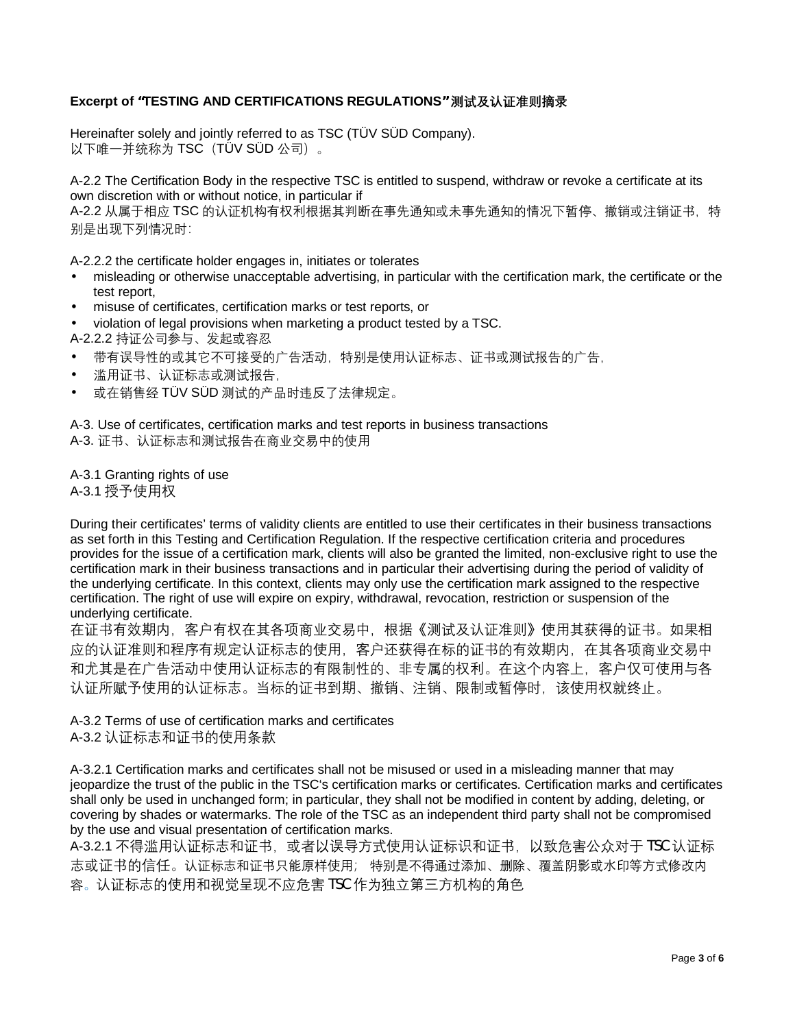**Excerpt of "TESTING AND CERTIFICATIONS REGULATIONS" 测试及认证准则摘录**

Hereinafter solely and jointly referred to as TSC (TÜV SÜD Company).
以下唯一并统称为 TSC（TÜV SÜD 公司）。

A-2.2 The Certification Body in the respective TSC is entitled to suspend, withdraw or revoke a certificate at its own discretion with or without notice, in particular if
A-2.2 从属于相应 TSC 的认证机构有权利根据其判断在事先通知或未事先通知的情况下暂停、撤销或注销证书，特别是出现下列情况时：

A-2.2.2 the certificate holder engages in, initiates or tolerates

- misleading or otherwise unacceptable advertising, in particular with the certification mark, the certificate or the test report,
- misuse of certificates, certification marks or test reports, or
- violation of legal provisions when marketing a product tested by a TSC.

A-2.2.2 持证公司参与、发起或容忍

- 带有误导性的或其它不可接受的广告活动，特别是使用认证标志、证书或测试报告的广告，
- 滥用证书、认证标志或测试报告，
- 或在销售经 TÜV SÜD 测试的产品时违反了法律规定。

A-3. Use of certificates, certification marks and test reports in business transactions
A-3. 证书、认证标志和测试报告在商业交易中的使用

A-3.1 Granting rights of use
A-3.1 授予使用权

During their certificates' terms of validity clients are entitled to use their certificates in their business transactions as set forth in this Testing and Certification Regulation. If the respective certification criteria and procedures provides for the issue of a certification mark, clients will also be granted the limited, non-exclusive right to use the certification mark in their business transactions and in particular their advertising during the period of validity of the underlying certificate. In this context, clients may only use the certification mark assigned to the respective certification. The right of use will expire on expiry, withdrawal, revocation, restriction or suspension of the underlying certificate.
在证书有效期内，客户有权在其各项商业交易中，根据《测试及认证准则》使用其获得的证书。如果相应的认证准则和程序有规定认证标志的使用，客户还获得在标的证书的有效期内，在其各项商业交易中和尤其是在广告活动中使用认证标志的有限制性的、非专属的权利。在这个内容上，客户仅可使用与各认证所赋予使用的认证标志。当标的证书到期、撤销、注销、限制或暂停时，该使用权就终止。

A-3.2 Terms of use of certification marks and certificates
A-3.2 认证标志和证书的使用条款

A-3.2.1 Certification marks and certificates shall not be misused or used in a misleading manner that may jeopardize the trust of the public in the TSC's certification marks or certificates. Certification marks and certificates shall only be used in unchanged form; in particular, they shall not be modified in content by adding, deleting, or covering by shades or watermarks. The role of the TSC as an independent third party shall not be compromised by the use and visual presentation of certification marks.
A-3.2.1 不得滥用认证标志和证书，或者以误导方式使用认证标识和证书，以致危害公众对于 TSC 认证标志或证书的信任。认证标志和证书只能原样使用；特别是不得通过添加、删除、覆盖阴影或水印等方式修改内容。认证标志的使用和视觉呈现不应危害 TSC 作为独立第三方机构的角色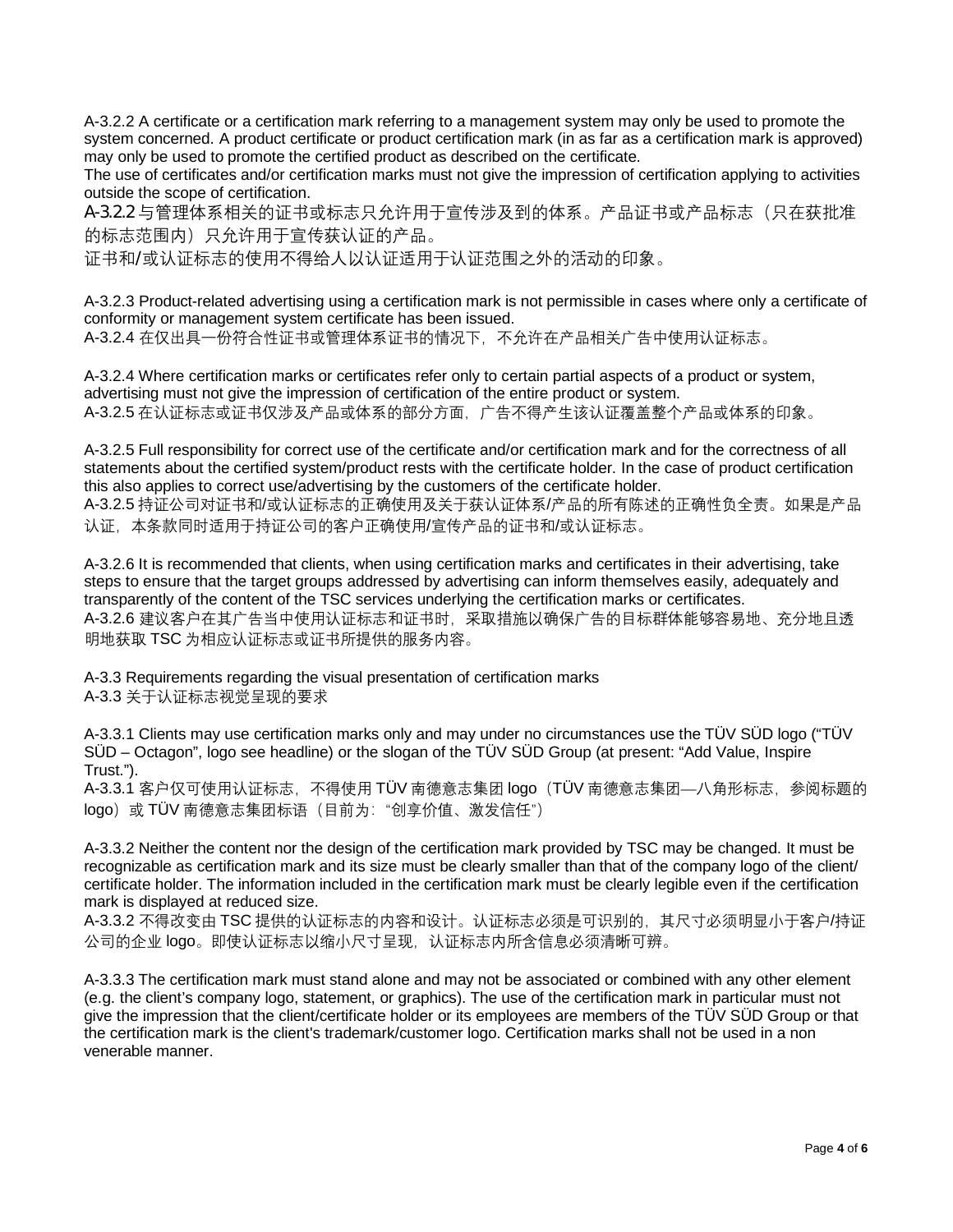A-3.2.2 A certificate or a certification mark referring to a management system may only be used to promote the system concerned. A product certificate or product certification mark (in as far as a certification mark is approved) may only be used to promote the certified product as described on the certificate.

The use of certificates and/or certification marks must not give the impression of certification applying to activities outside the scope of certification.

A-3.2.2 与管理体系相关的证书或标志只允许用于宣传涉及到的体系。产品证书或产品标志（只在获批准的标志范围内）只允许用于宣传获认证的产品。

证书和/或认证标志的使用不得给人以认证适用于认证范围之外的活动的印象。

A-3.2.3 Product-related advertising using a certification mark is not permissible in cases where only a certificate of conformity or management system certificate has been issued.

A-3.2.4 在仅出具一份符合性证书或管理体系证书的情况下，不允许在产品相关广告中使用认证标志。

A-3.2.4 Where certification marks or certificates refer only to certain partial aspects of a product or system, advertising must not give the impression of certification of the entire product or system.

A-3.2.5 在认证标志或证书仅涉及产品或体系的部分方面，广告不得产生该认证覆盖整个产品或体系的印象。

A-3.2.5 Full responsibility for correct use of the certificate and/or certification mark and for the correctness of all statements about the certified system/product rests with the certificate holder. In the case of product certification this also applies to correct use/advertising by the customers of the certificate holder.

A-3.2.5 持证公司对证书和/或认证标志的正确使用及关于获认证体系/产品的所有陈述的正确性负全责。如果是产品认证，本条款同时适用于持证公司的客户正确使用/宣传产品的证书和/或认证标志。

A-3.2.6 It is recommended that clients, when using certification marks and certificates in their advertising, take steps to ensure that the target groups addressed by advertising can inform themselves easily, adequately and transparently of the content of the TSC services underlying the certification marks or certificates.

A-3.2.6 建议客户在其广告当中使用认证标志和证书时，采取措施以确保广告的目标群体能够容易地、充分地且透明地获取 TSC 为相应认证标志或证书所提供的服务内容。

A-3.3 Requirements regarding the visual presentation of certification marks

A-3.3 关于认证标志视觉呈现的要求

A-3.3.1 Clients may use certification marks only and may under no circumstances use the TÜV SÜD logo ("TÜV SÜD – Octagon", logo see headline) or the slogan of the TÜV SÜD Group (at present: "Add Value, Inspire Trust.").

A-3.3.1 客户仅可使用认证标志，不得使用 TÜV 南德意志集团 logo（TÜV 南德意志集团—八角形标志，参阅标题的 logo）或 TÜV 南德意志集团标语（目前为："创享价值、激发信任"）

A-3.3.2 Neither the content nor the design of the certification mark provided by TSC may be changed. It must be recognizable as certification mark and its size must be clearly smaller than that of the company logo of the client/ certificate holder. The information included in the certification mark must be clearly legible even if the certification mark is displayed at reduced size.

A-3.3.2 不得改变由 TSC 提供的认证标志的内容和设计。认证标志必须是可识别的，其尺寸必须明显小于客户/持证公司的企业 logo。即使认证标志以缩小尺寸呈现，认证标志内所含信息必须清晰可辨。

A-3.3.3 The certification mark must stand alone and may not be associated or combined with any other element (e.g. the client's company logo, statement, or graphics). The use of the certification mark in particular must not give the impression that the client/certificate holder or its employees are members of the TÜV SÜD Group or that the certification mark is the client's trademark/customer logo. Certification marks shall not be used in a non venerable manner.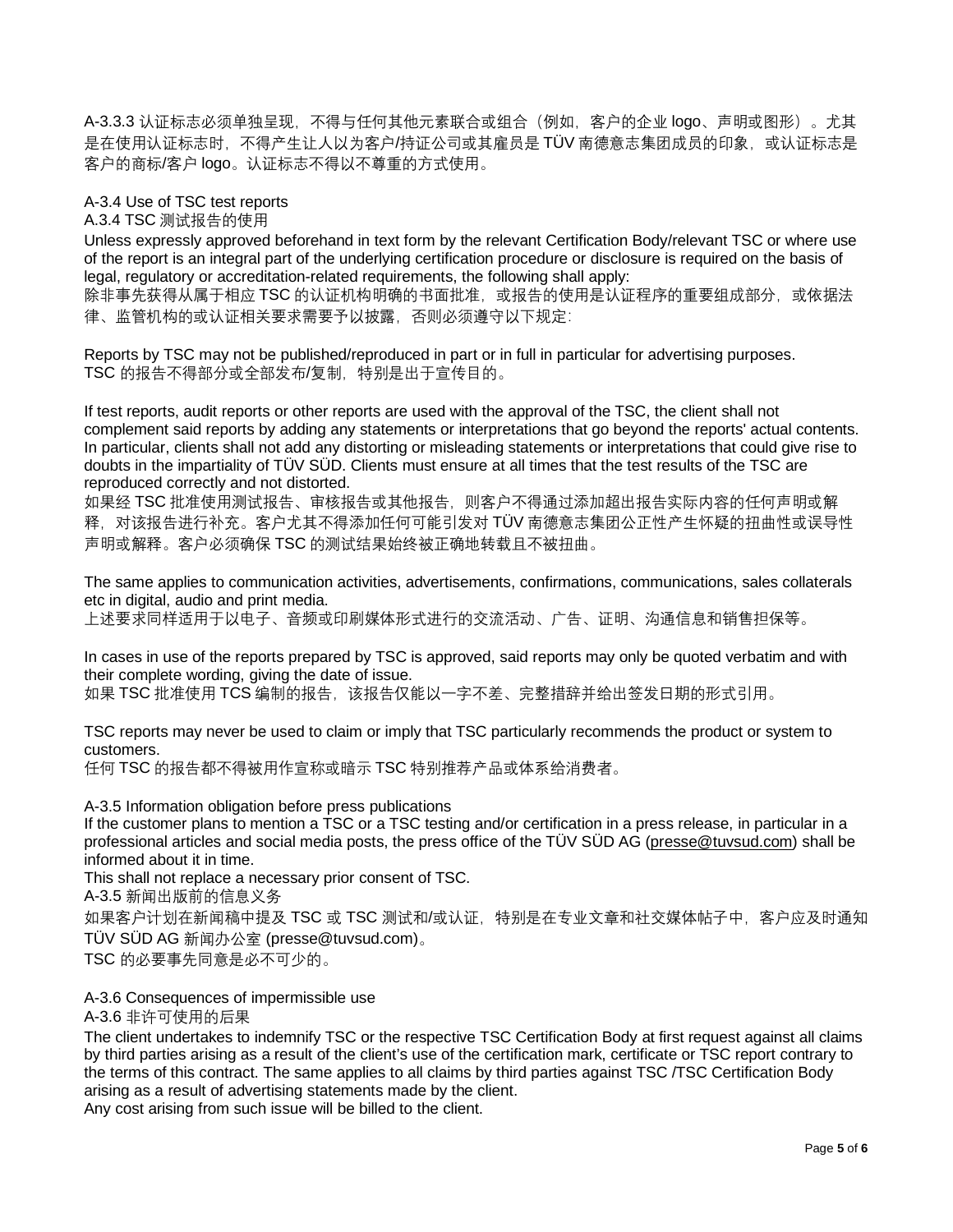A-3.3.3 认证标志必须单独呈现，不得与任何其他元素联合或组合（例如，客户的企业 logo、声明或图形）。尤其是在使用认证标志时，不得产生让人以为客户/持证公司或其雇员是 TÜV 南德意志集团成员的印象，或认证标志是客户的商标/客户 logo。认证标志不得以不尊重的方式使用。

A-3.4 Use of TSC test reports

A.3.4 TSC 测试报告的使用

Unless expressly approved beforehand in text form by the relevant Certification Body/relevant TSC or where use of the report is an integral part of the underlying certification procedure or disclosure is required on the basis of legal, regulatory or accreditation-related requirements, the following shall apply:

除非事先获得从属于相应 TSC 的认证机构明确的书面批准，或报告的使用是认证程序的重要组成部分，或依据法律、监管机构的或认证相关要求需要予以披露，否则必须遵守以下规定：

Reports by TSC may not be published/reproduced in part or in full in particular for advertising purposes.

TSC 的报告不得部分或全部发布/复制，特别是出于宣传目的。

If test reports, audit reports or other reports are used with the approval of the TSC, the client shall not complement said reports by adding any statements or interpretations that go beyond the reports' actual contents. In particular, clients shall not add any distorting or misleading statements or interpretations that could give rise to doubts in the impartiality of TÜV SÜD. Clients must ensure at all times that the test results of the TSC are reproduced correctly and not distorted.

如果经 TSC 批准使用测试报告、审核报告或其他报告，则客户不得通过添加超出报告实际内容的任何声明或解释，对该报告进行补充。客户尤其不得添加任何可能引发对 TÜV 南德意志集团公正性产生怀疑的扭曲性或误导性声明或解释。客户必须确保 TSC 的测试结果始终被正确地转载且不被扭曲。

The same applies to communication activities, advertisements, confirmations, communications, sales collaterals etc in digital, audio and print media.

上述要求同样适用于以电子、音频或印刷媒体形式进行的交流活动、广告、证明、沟通信息和销售担保等。

In cases in use of the reports prepared by TSC is approved, said reports may only be quoted verbatim and with their complete wording, giving the date of issue.

如果 TSC 批准使用 TCS 编制的报告，该报告仅能以一字不差、完整措辞并给出签发日期的形式引用。

TSC reports may never be used to claim or imply that TSC particularly recommends the product or system to customers.

任何 TSC 的报告都不得被用作宣称或暗示 TSC 特别推荐产品或体系给消费者。

A-3.5 Information obligation before press publications

If the customer plans to mention a TSC or a TSC testing and/or certification in a press release, in particular in a professional articles and social media posts, the press office of the TÜV SÜD AG (presse@tuvsud.com) shall be informed about it in time.

This shall not replace a necessary prior consent of TSC.

A-3.5 新闻出版前的信息义务

如果客户计划在新闻稿中提及 TSC 或 TSC 测试和/或认证，特别是在专业文章和社交媒体帖子中，客户应及时通知 TÜV SÜD AG 新闻办公室 (presse@tuvsud.com)。

TSC 的必要事先同意是必不可少的。

A-3.6 Consequences of impermissible use

A-3.6 非许可使用的后果

The client undertakes to indemnify TSC or the respective TSC Certification Body at first request against all claims by third parties arising as a result of the client's use of the certification mark, certificate or TSC report contrary to the terms of this contract. The same applies to all claims by third parties against TSC /TSC Certification Body arising as a result of advertising statements made by the client.

Any cost arising from such issue will be billed to the client.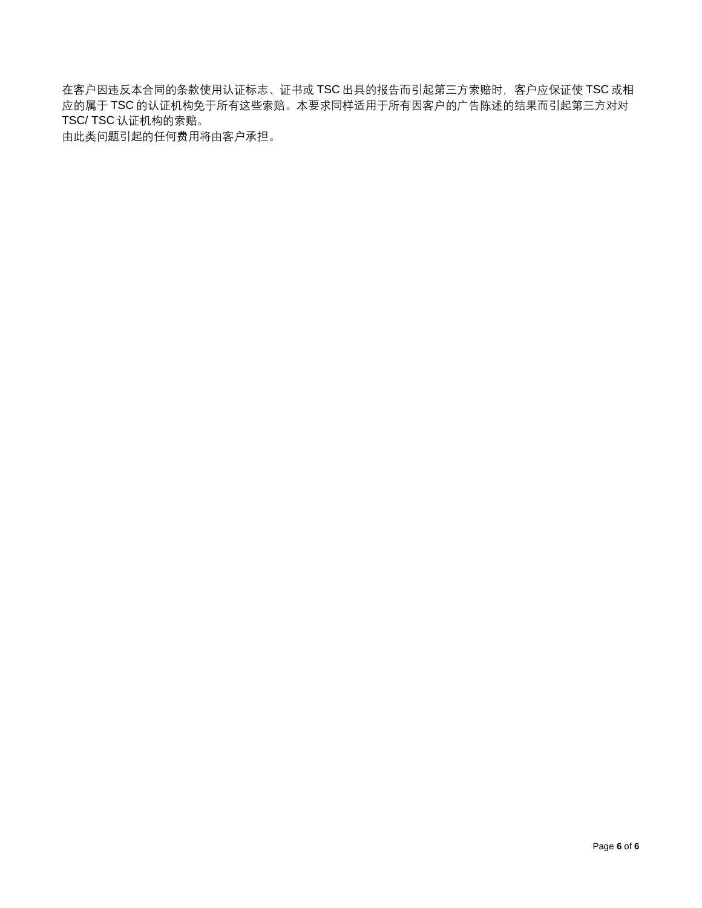在客户因违反本合同的条款使用认证标志、证书或 TSC 出具的报告而引起第三方索赔时，客户应保证使 TSC 或相应的属于 TSC 的认证机构免于所有这些索赔。本要求同样适用于所有因客户的广告陈述的结果而引起第三方对对 TSC/ TSC 认证机构的索赔。

由此类问题引起的任何费用将由客户承担。